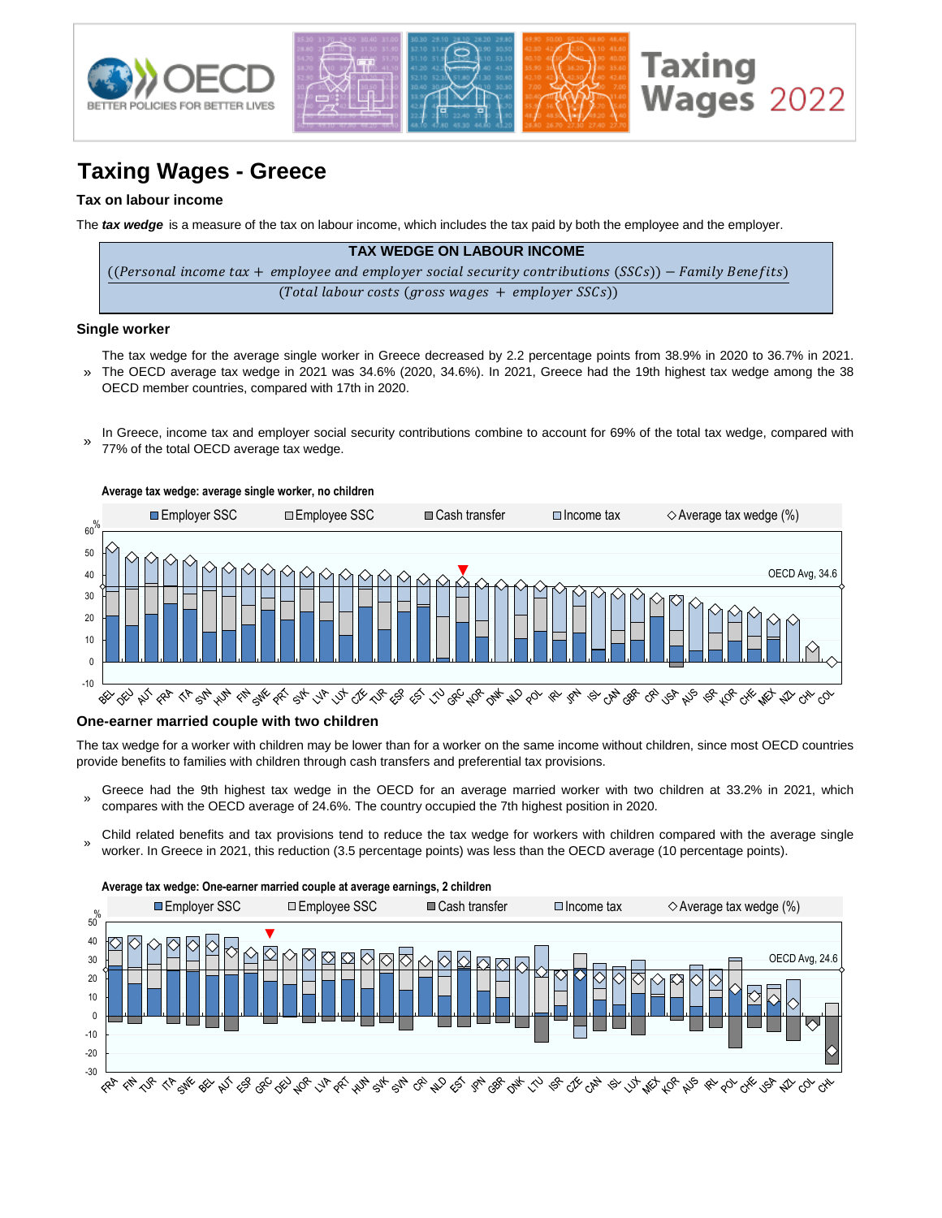# Taxing Wages - Greece

## Tax on labour income

The ***tax wedge*** is a measure of the tax on labour income, which includes the tax paid by both the employee and the employer.

**TAX WEDGE ON LABOUR INCOME**

$$\frac{(Personal\ income\ tax + employee\ and\ employer\ social\ security\ contributions\ (SSCs)) - Family\ Benefits}{Total\ labour\ costs\ (gross\ wages + employer\ SSCs)}$$

## Single worker

- The tax wedge for the average single worker in Greece decreased by 2.2 percentage points from 38.9% in 2020 to 36.7% in 2021. The OECD average tax wedge in 2021 was 34.6% (2020, 34.6%). In 2021, Greece had the 19th highest tax wedge among the 38 OECD member countries, compared with 17th in 2020.
- In Greece, income tax and employer social security contributions combine to account for 69% of the total tax wedge, compared with 77% of the total OECD average tax wedge.

**Average tax wedge: average single worker, no children**

## One-earner married couple with two children

The tax wedge for a worker with children may be lower than for a worker on the same income without children, since most OECD countries provide benefits to families with children through cash transfers and preferential tax provisions.

- Greece had the 9th highest tax wedge in the OECD for an average married worker with two children at 33.2% in 2021, which compares with the OECD average of 24.6%. The country occupied the 7th highest position in 2020.
- Child related benefits and tax provisions tend to reduce the tax wedge for workers with children compared with the average single worker. In Greece in 2021, this reduction (3.5 percentage points) was less than the OECD average (10 percentage points).

**Average tax wedge: One-earner married couple at average earnings, 2 children**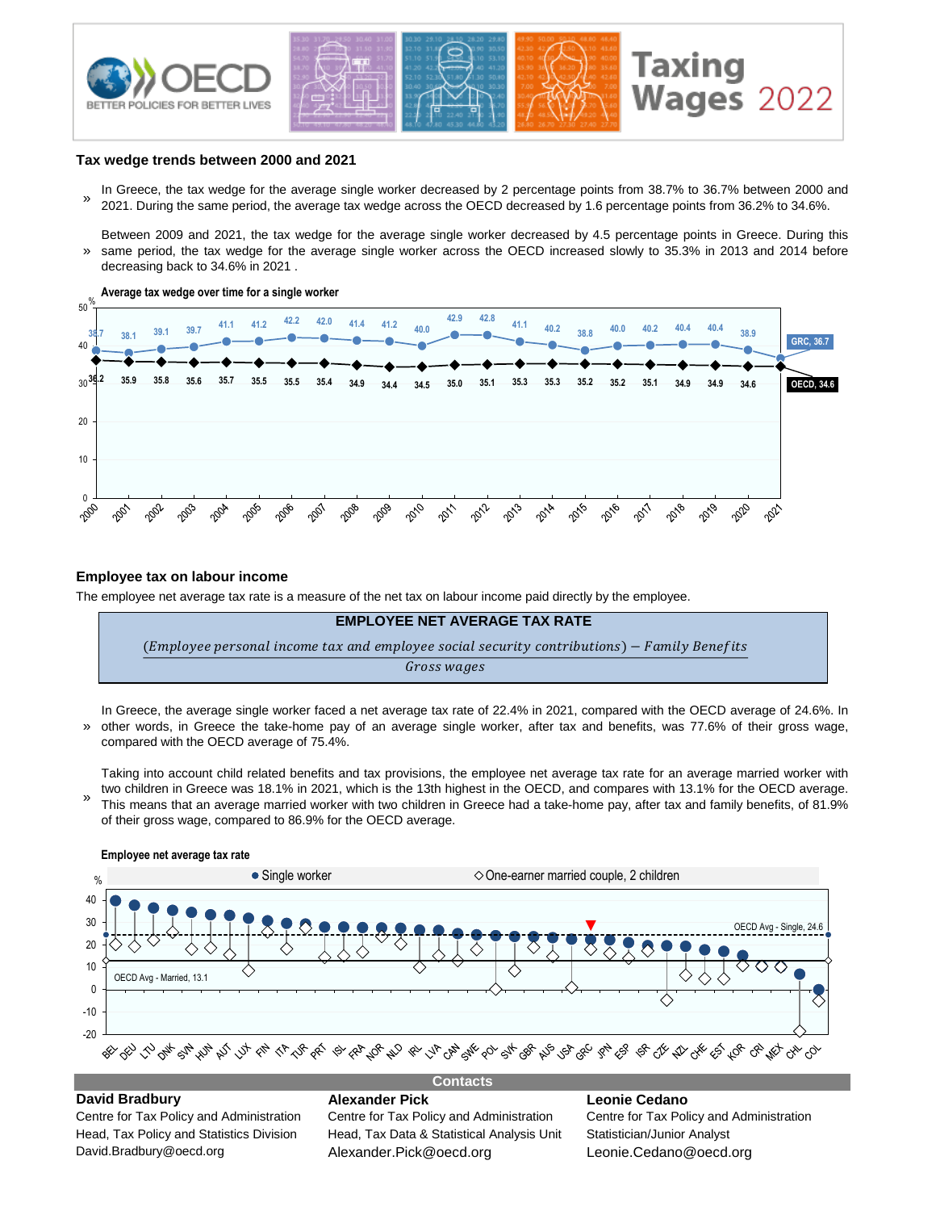Taxing Wages 2022

## Tax wedge trends between 2000 and 2021

» In Greece, the tax wedge for the average single worker decreased by 2 percentage points from 38.7% to 36.7% between 2000 and 2021. During the same period, the average tax wedge across the OECD decreased by 1.6 percentage points from 36.2% to 34.6%.

» Between 2009 and 2021, the tax wedge for the average single worker decreased by 4.5 percentage points in Greece. During this same period, the tax wedge for the average single worker across the OECD increased slowly to 35.3% in 2013 and 2014 before decreasing back to 34.6% in 2021 .

**Average tax wedge over time for a single worker**

%

50, 40, 30, 20, 10, 0

38.7 38.1 39.1 39.7 41.1 41.2 42.2 42.0 41.4 41.2 40.0 42.9 42.8 41.1 40.2 38.8 40.0 40.2 40.4 40.4 38.9

36.2 35.9 35.8 35.6 35.7 35.5 35.5 35.4 34.9 34.4 34.5 35.0 35.1 35.3 35.3 35.2 35.2 35.1 34.9 34.9 34.6

GRC, 36.7

OECD, 34.6

2000 2001 2002 2003 2004 2005 2006 2007 2008 2009 2010 2011 2012 2013 2014 2015 2016 2017 2018 2019 2020 2021

## Employee tax on labour income

The employee net average tax rate is a measure of the net tax on labour income paid directly by the employee.

**EMPLOYEE NET AVERAGE TAX RATE**

$$\frac{(Employee\ personal\ income\ tax\ and\ employee\ social\ security\ contributions) - Family\ Benefits}{Gross\ wages}$$

» In Greece, the average single worker faced a net average tax rate of 22.4% in 2021, compared with the OECD average of 24.6%. In other words, in Greece the take-home pay of an average single worker, after tax and benefits, was 77.6% of their gross wage, compared with the OECD average of 75.4%.

» Taking into account child related benefits and tax provisions, the employee net average tax rate for an average married worker with two children in Greece was 18.1% in 2021, which is the 13th highest in the OECD, and compares with 13.1% for the OECD average. This means that an average married worker with two children in Greece had a take-home pay, after tax and family benefits, of 81.9% of their gross wage, compared to 86.9% for the OECD average.

**Employee net average tax rate**

● Single worker ◇ One-earner married couple, 2 children

%

40, 30, 20, 10, 0, -10, -20

OECD Avg - Single, 24.6

OECD Avg - Married, 13.1

BEL DEU LTU DNK SVN HUN AUT LUX FIN ITA TUR PRT ISL FRA NOR NLD IRL LVA CAN SWE POL SVK GBR AUS USA GRC JPN ESP ISR CZE NZL CHE EST KOR CRI MEX CHL COL

## Contacts

**David Bradbury**
Centre for Tax Policy and Administration
Head, Tax Policy and Statistics Division
David.Bradbury@oecd.org

**Alexander Pick**
Centre for Tax Policy and Administration
Head, Tax Data & Statistical Analysis Unit
Alexander.Pick@oecd.org

**Leonie Cedano**
Centre for Tax Policy and Administration
Statistician/Junior Analyst
Leonie.Cedano@oecd.org